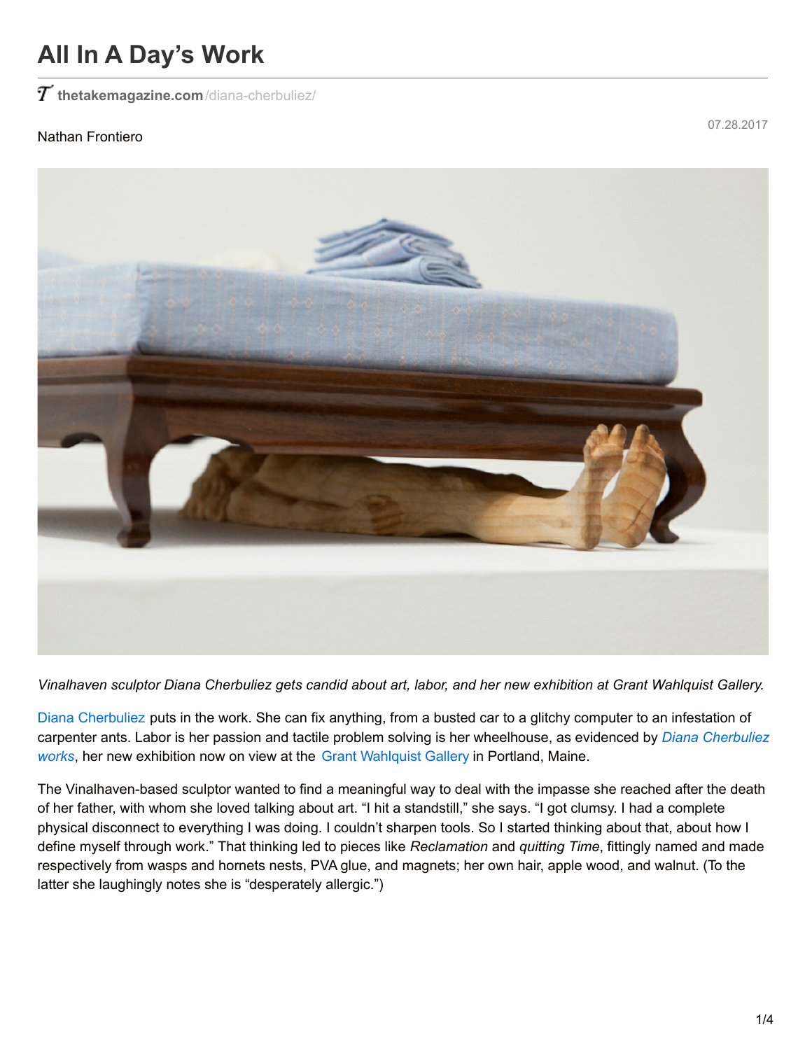# All In A Day's Work

thetakemagazine.com/diana-cherbuliez/

Nathan Frontiero

07.28.2017

*Vinalhaven sculptor Diana Cherbuliez gets candid about art, labor, and her new exhibition at Grant Wahlquist Gallery.*

Diana Cherbuliez puts in the work. She can fix anything, from a busted car to a glitchy computer to an infestation of carpenter ants. Labor is her passion and tactile problem solving is her wheelhouse, as evidenced by *Diana Cherbuliez works*, her new exhibition now on view at the Grant Wahlquist Gallery in Portland, Maine.

The Vinalhaven-based sculptor wanted to find a meaningful way to deal with the impasse she reached after the death of her father, with whom she loved talking about art. "I hit a standstill," she says. "I got clumsy. I had a complete physical disconnect to everything I was doing. I couldn't sharpen tools. So I started thinking about that, about how I define myself through work." That thinking led to pieces like *Reclamation* and *quitting Time*, fittingly named and made respectively from wasps and hornets nests, PVA glue, and magnets; her own hair, apple wood, and walnut. (To the latter she laughingly notes she is "desperately allergic.")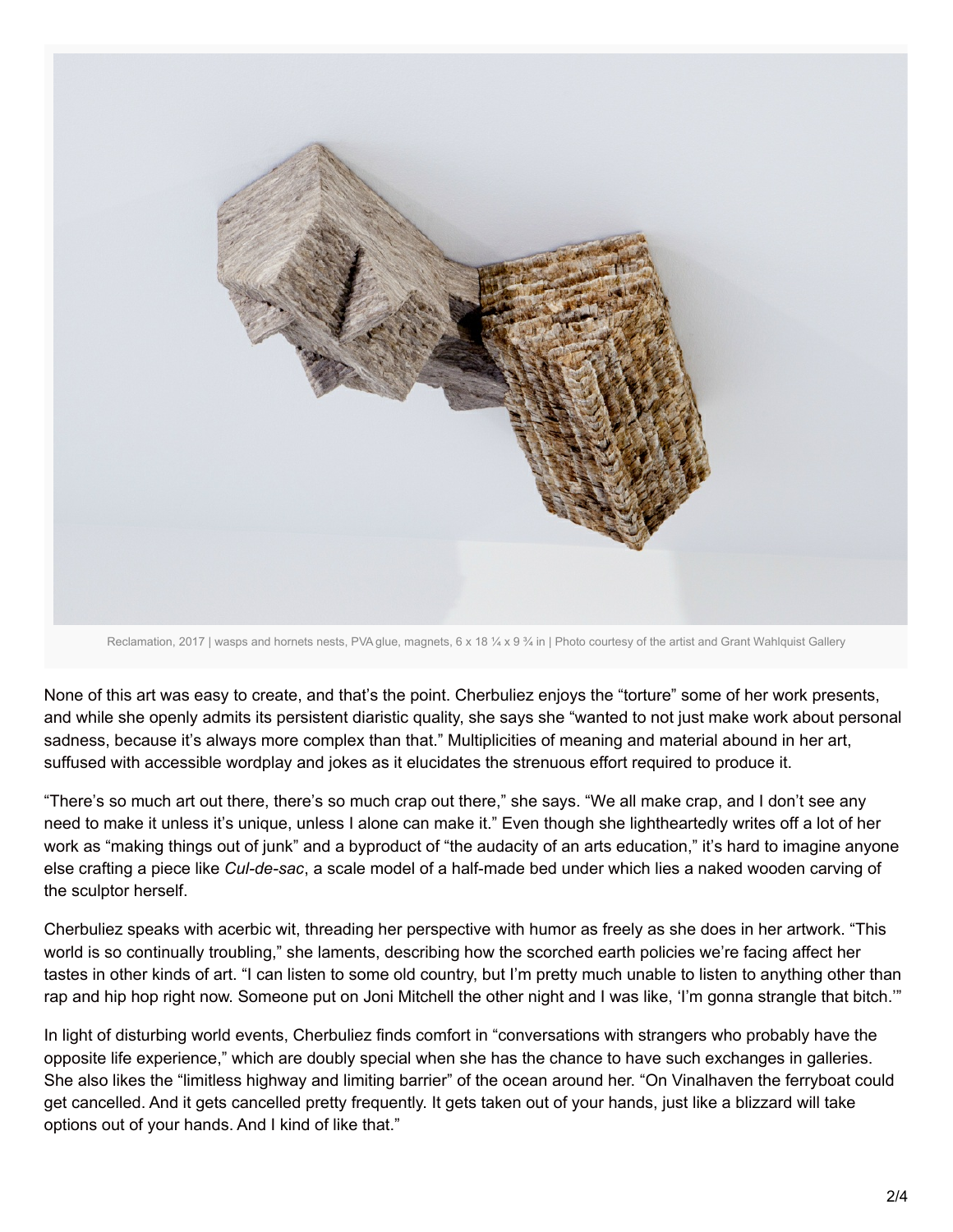Reclamation, 2017 | wasps and hornets nests, PVA glue, magnets, 6 x 18 ¼ x 9 ¾ in | Photo courtesy of the artist and Grant Wahlquist Gallery

None of this art was easy to create, and that's the point. Cherbuliez enjoys the "torture" some of her work presents, and while she openly admits its persistent diaristic quality, she says she "wanted to not just make work about personal sadness, because it's always more complex than that." Multiplicities of meaning and material abound in her art, suffused with accessible wordplay and jokes as it elucidates the strenuous effort required to produce it.

"There's so much art out there, there's so much crap out there," she says. "We all make crap, and I don't see any need to make it unless it's unique, unless I alone can make it." Even though she lightheartedly writes off a lot of her work as "making things out of junk" and a byproduct of "the audacity of an arts education," it's hard to imagine anyone else crafting a piece like *Cul-de-sac*, a scale model of a half-made bed under which lies a naked wooden carving of the sculptor herself.

Cherbuliez speaks with acerbic wit, threading her perspective with humor as freely as she does in her artwork. "This world is so continually troubling," she laments, describing how the scorched earth policies we're facing affect her tastes in other kinds of art. "I can listen to some old country, but I'm pretty much unable to listen to anything other than rap and hip hop right now. Someone put on Joni Mitchell the other night and I was like, 'I'm gonna strangle that bitch.'"

In light of disturbing world events, Cherbuliez finds comfort in "conversations with strangers who probably have the opposite life experience," which are doubly special when she has the chance to have such exchanges in galleries. She also likes the "limitless highway and limiting barrier" of the ocean around her. "On Vinalhaven the ferryboat could get cancelled. And it gets cancelled pretty frequently. It gets taken out of your hands, just like a blizzard will take options out of your hands. And I kind of like that."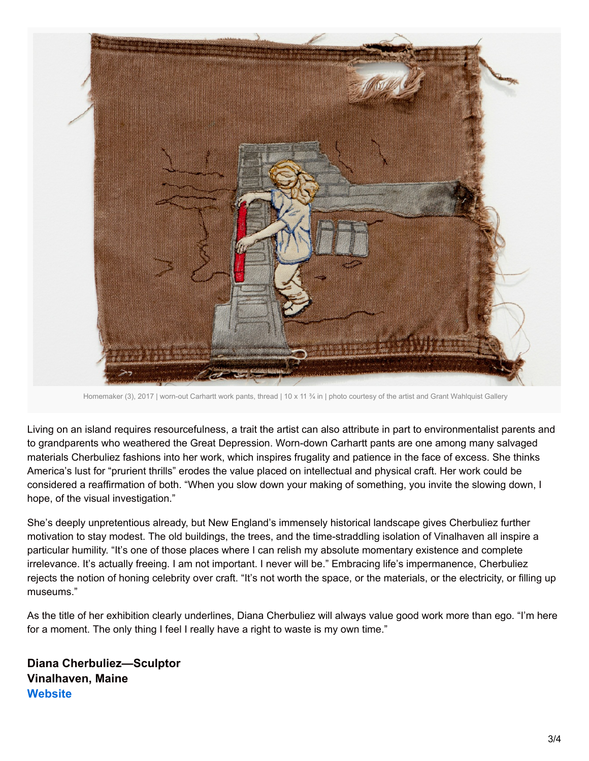Homemaker (3), 2017 | worn-out Carhartt work pants, thread | 10 x 11 ¾ in | photo courtesy of the artist and Grant Wahlquist Gallery

Living on an island requires resourcefulness, a trait the artist can also attribute in part to environmentalist parents and to grandparents who weathered the Great Depression. Worn-down Carhartt pants are one among many salvaged materials Cherbuliez fashions into her work, which inspires frugality and patience in the face of excess. She thinks America's lust for "prurient thrills" erodes the value placed on intellectual and physical craft. Her work could be considered a reaffirmation of both. "When you slow down your making of something, you invite the slowing down, I hope, of the visual investigation."

She's deeply unpretentious already, but New England's immensely historical landscape gives Cherbuliez further motivation to stay modest. The old buildings, the trees, and the time-straddling isolation of Vinalhaven all inspire a particular humility. "It's one of those places where I can relish my absolute momentary existence and complete irrelevance. It's actually freeing. I am not important. I never will be." Embracing life's impermanence, Cherbuliez rejects the notion of honing celebrity over craft. "It's not worth the space, or the materials, or the electricity, or filling up museums."

As the title of her exhibition clearly underlines, Diana Cherbuliez will always value good work more than ego. "I'm here for a moment. The only thing I feel I really have a right to waste is my own time."

**Diana Cherbuliez—Sculptor**
**Vinalhaven, Maine**
**Website**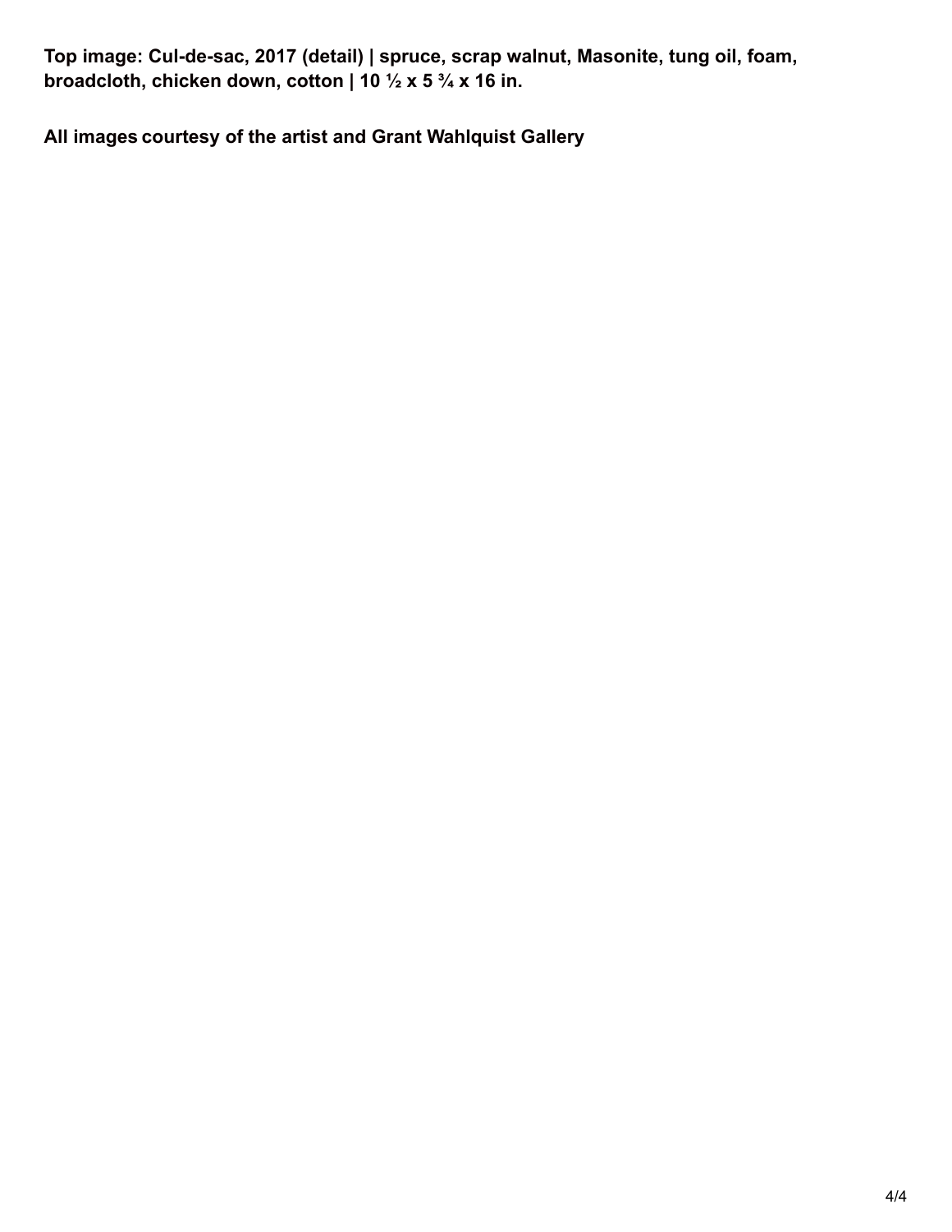**Top image: Cul-de-sac, 2017 (detail) | spruce, scrap walnut, Masonite, tung oil, foam, broadcloth, chicken down, cotton | 10 ½ x 5 ¾ x 16 in.**

**All images courtesy of the artist and Grant Wahlquist Gallery**